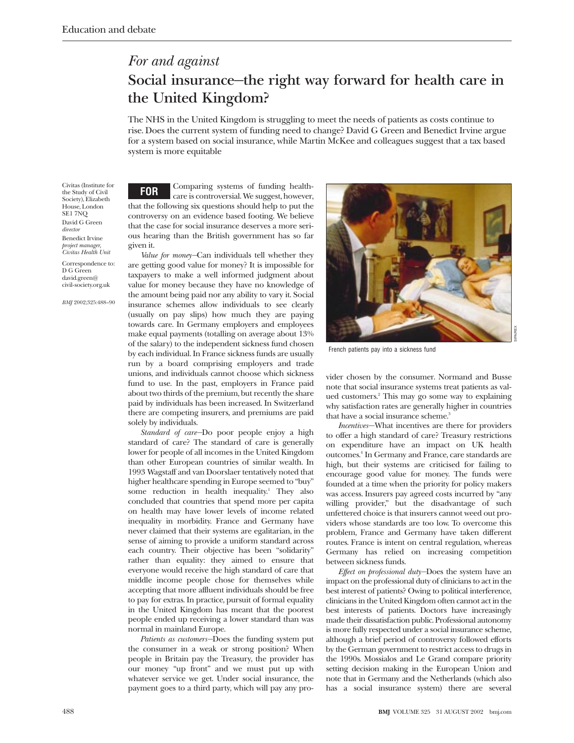Education and debate

# *For and against*

# Social insurance—the right way forward for health care in the United Kingdom?

The NHS in the United Kingdom is struggling to meet the needs of patients as costs continue to rise. Does the current system of funding need to change? David G Green and Benedict Irvine argue for a system based on social insurance, while Martin McKee and colleagues suggest that a tax based system is more equitable

Civitas (Institute for the Study of Civil Society), Elizabeth House, London SE1 7NQ

David G Green *director*

Benedict Irvine *project manager, Civitas Health Unit*

Correspondence to: D G Green david.green@civil-society.org.uk

*BMJ* 2002;325:488–90

**FOR** Comparing systems of funding healthcare is controversial. We suggest, however, that the following six questions should help to put the controversy on an evidence based footing. We believe that the case for social insurance deserves a more serious hearing than the British government has so far given it.

*Value for money*—Can individuals tell whether they are getting good value for money? It is impossible for taxpayers to make a well informed judgment about value for money because they have no knowledge of the amount being paid nor any ability to vary it. Social insurance schemes allow individuals to see clearly (usually on pay slips) how much they are paying towards care. In Germany employers and employees make equal payments (totalling on average about 13% of the salary) to the independent sickness fund chosen by each individual. In France sickness funds are usually run by a board comprising employers and trade unions, and individuals cannot choose which sickness fund to use. In the past, employers in France paid about two thirds of the premium, but recently the share paid by individuals has been increased. In Switzerland there are competing insurers, and premiums are paid solely by individuals.

*Standard of care*—Do poor people enjoy a high standard of care? The standard of care is generally lower for people of all incomes in the United Kingdom than other European countries of similar wealth. In 1993 Wagstaff and van Doorslaer tentatively noted that higher healthcare spending in Europe seemed to "buy" some reduction in health inequality.[1] They also concluded that countries that spend more per capita on health may have lower levels of income related inequality in morbidity. France and Germany have never claimed that their systems are egalitarian, in the sense of aiming to provide a uniform standard across each country. Their objective has been "solidarity" rather than equality: they aimed to ensure that everyone would receive the high standard of care that middle income people chose for themselves while accepting that more affluent individuals should be free to pay for extras. In practice, pursuit of formal equality in the United Kingdom has meant that the poorest people ended up receiving a lower standard than was normal in mainland Europe.

*Patients as customers*—Does the funding system put the consumer in a weak or strong position? When people in Britain pay the Treasury, the provider has our money "up front" and we must put up with whatever service we get. Under social insurance, the payment goes to a third party, which will pay any provider chosen by the consumer. Normand and Busse note that social insurance systems treat patients as valued customers.[2] This may go some way to explaining why satisfaction rates are generally higher in countries that have a social insurance scheme.[3]

French patients pay into a sickness fund

*Incentives*—What incentives are there for providers to offer a high standard of care? Treasury restrictions on expenditure have an impact on UK health outcomes.[4] In Germany and France, care standards are high, but their systems are criticised for failing to encourage good value for money. The funds were founded at a time when the priority for policy makers was access. Insurers pay agreed costs incurred by "any willing provider," but the disadvantage of such unfettered choice is that insurers cannot weed out providers whose standards are too low. To overcome this problem, France and Germany have taken different routes. France is intent on central regulation, whereas Germany has relied on increasing competition between sickness funds.

*Effect on professional duty*—Does the system have an impact on the professional duty of clinicians to act in the best interest of patients? Owing to political interference, clinicians in the United Kingdom often cannot act in the best interests of patients. Doctors have increasingly made their dissatisfaction public. Professional autonomy is more fully respected under a social insurance scheme, although a brief period of controversy followed efforts by the German government to restrict access to drugs in the 1990s. Mossialos and Le Grand compare priority setting decision making in the European Union and note that in Germany and the Netherlands (which also has a social insurance system) there are several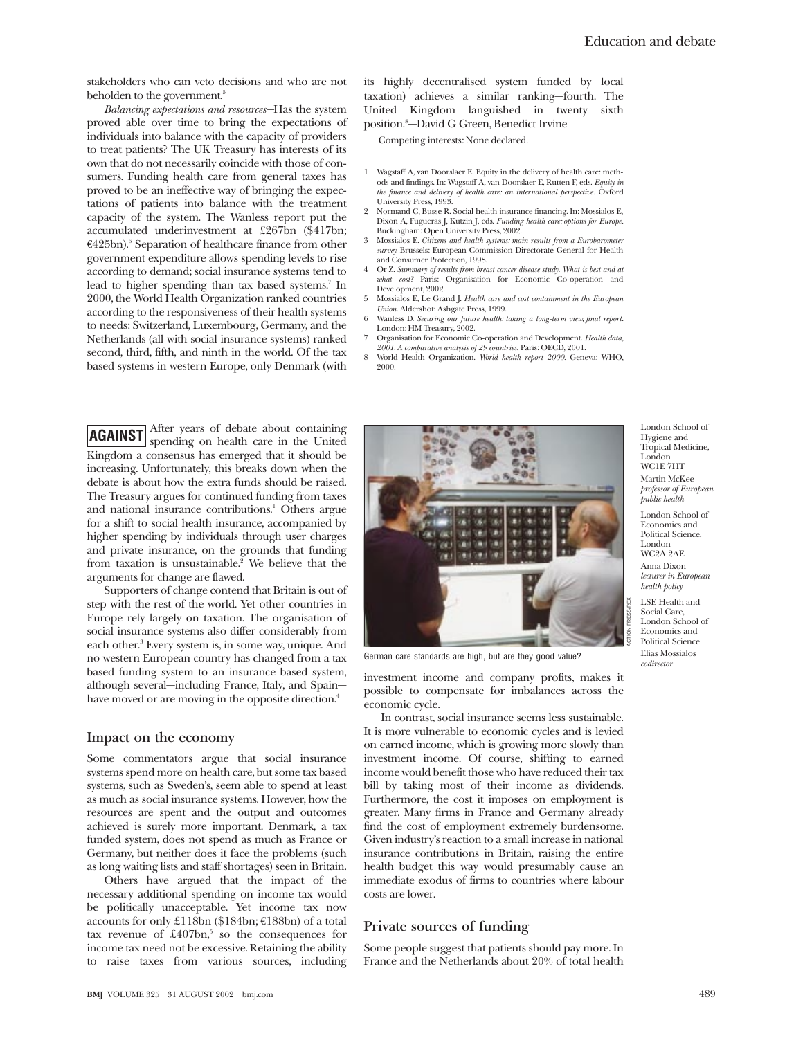stakeholders who can veto decisions and who are not beholden to the government.[5]

*Balancing expectations and resources*—Has the system proved able over time to bring the expectations of individuals into balance with the capacity of providers to treat patients? The UK Treasury has interests of its own that do not necessarily coincide with those of consumers. Funding health care from general taxes has proved to be an ineffective way of bringing the expectations of patients into balance with the treatment capacity of the system. The Wanless report put the accumulated underinvestment at £267bn ($417bn; €425bn).[6] Separation of healthcare finance from other government expenditure allows spending levels to rise according to demand; social insurance systems tend to lead to higher spending than tax based systems.[7] In 2000, the World Health Organization ranked countries according to the responsiveness of their health systems to needs: Switzerland, Luxembourg, Germany, and the Netherlands (all with social insurance systems) ranked second, third, fifth, and ninth in the world. Of the tax based systems in western Europe, only Denmark (with its highly decentralised system funded by local taxation) achieves a similar ranking—fourth. The United Kingdom languished in twenty sixth position.[8]—David G Green, Benedict Irvine

Competing interests: None declared.

1. Wagstaff A, van Doorslaer E. Equity in the delivery of health care: methods and findings. In: Wagstaff A, van Doorslaer E, Rutten F, eds. *Equity in the finance and delivery of health care: an international perspective.* Oxford University Press, 1993.
2. Normand C, Busse R. Social health insurance financing. In: Mossialos E, Dixon A, Figueras J, Kutzin J, eds. *Funding health care: options for Europe.* Buckingham: Open University Press, 2002.
3. Mossialos E. *Citizens and health systems: main results from a Eurobarometer survey.* Brussels: European Commission Directorate General for Health and Consumer Protection, 1998.
4. Or Z. *Summary of results from breast cancer disease study. What is best and at what cost?* Paris: Organisation for Economic Co-operation and Development, 2002.
5. Mossialos E, Le Grand J. *Health care and cost containment in the European Union.* Aldershot: Ashgate Press, 1999.
6. Wanless D. *Securing our future health: taking a long-term view; final report.* London: HM Treasury, 2002.
7. Organisation for Economic Co-operation and Development. *Health data, 2001. A comparative analysis of 29 countries.* Paris: OECD, 2001.
8. World Health Organization. *World health report 2000.* Geneva: WHO, 2000.

London School of Hygiene and Tropical Medicine, London WC1E 7HT
Martin McKee *professor of European public health*

London School of Economics and Political Science, London WC2A 2AE
Anna Dixon *lecturer in European health policy*

LSE Health and Social Care, London School of Economics and Political Science
Elias Mossialos *codirector*

**AGAINST** After years of debate about containing spending on health care in the United Kingdom a consensus has emerged that it should be increasing. Unfortunately, this breaks down when the debate is about how the extra funds should be raised. The Treasury argues for continued funding from taxes and national insurance contributions.[1] Others argue for a shift to social health insurance, accompanied by higher spending by individuals through user charges and private insurance, on the grounds that funding from taxation is unsustainable.[2] We believe that the arguments for change are flawed.

Supporters of change contend that Britain is out of step with the rest of the world. Yet other countries in Europe rely largely on taxation. The organisation of social insurance systems also differ considerably from each other.[3] Every system is, in some way, unique. And no western European country has changed from a tax based funding system to an insurance based system, although several—including France, Italy, and Spain—have moved or are moving in the opposite direction.[4]

## Impact on the economy

Some commentators argue that social insurance systems spend more on health care, but some tax based systems, such as Sweden's, seem able to spend at least as much as social insurance systems. However, how the resources are spent and the output and outcomes achieved is surely more important. Denmark, a tax funded system, does not spend as much as France or Germany, but neither does it face the problems (such as long waiting lists and staff shortages) seen in Britain.

Others have argued that the impact of the necessary additional spending on income tax would be politically unacceptable. Yet income tax now accounts for only £118bn ($184bn; €188bn) of a total tax revenue of £407bn,[5] so the consequences for income tax need not be excessive. Retaining the ability to raise taxes from various sources, including investment income and company profits, makes it possible to compensate for imbalances across the economic cycle.

German care standards are high, but are they good value?

In contrast, social insurance seems less sustainable. It is more vulnerable to economic cycles and is levied on earned income, which is growing more slowly than investment income. Of course, shifting to earned income would benefit those who have reduced their tax bill by taking most of their income as dividends. Furthermore, the cost it imposes on employment is greater. Many firms in France and Germany already find the cost of employment extremely burdensome. Given industry's reaction to a small increase in national insurance contributions in Britain, raising the entire health budget this way would presumably cause an immediate exodus of firms to countries where labour costs are lower.

## Private sources of funding

Some people suggest that patients should pay more. In France and the Netherlands about 20% of total health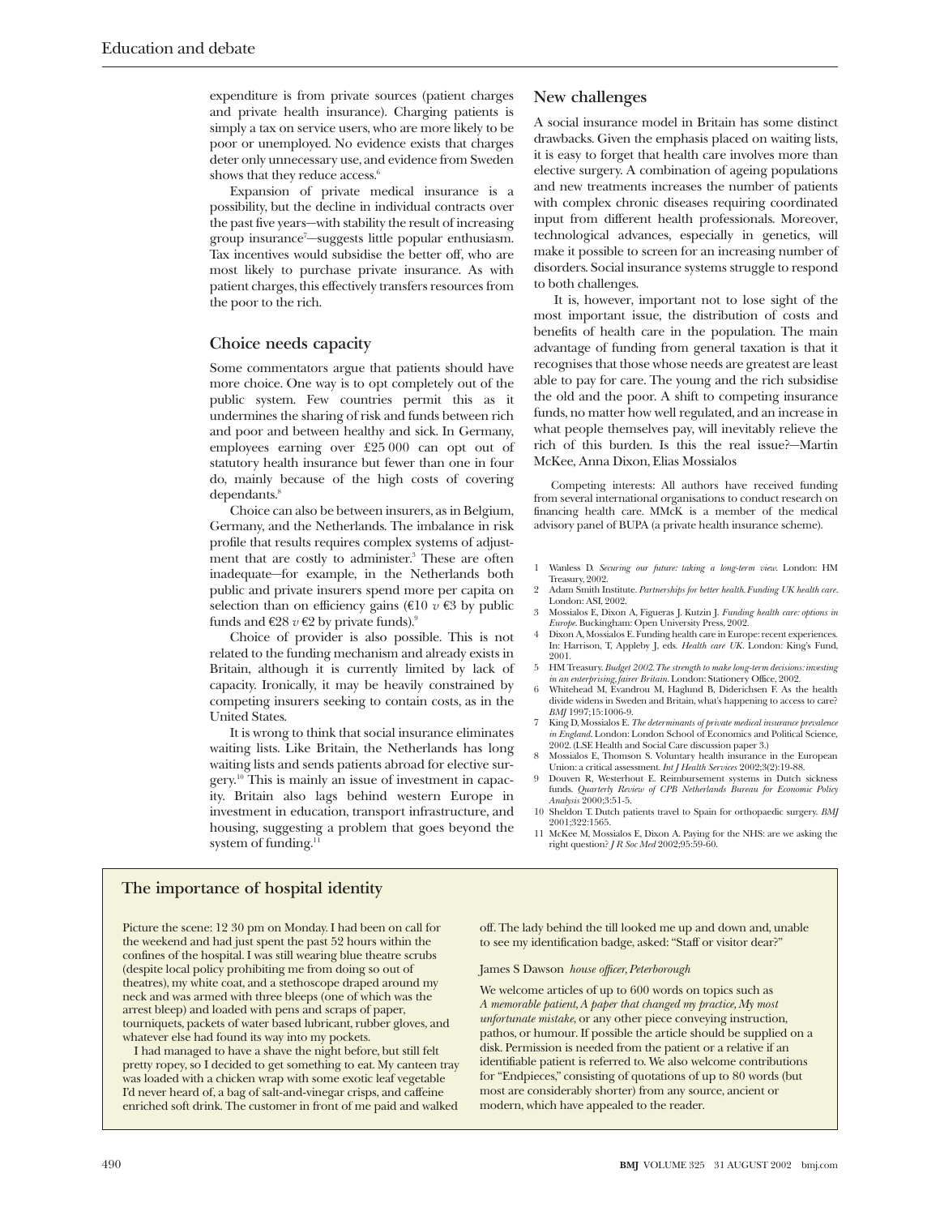expenditure is from private sources (patient charges and private health insurance). Charging patients is simply a tax on service users, who are more likely to be poor or unemployed. No evidence exists that charges deter only unnecessary use, and evidence from Sweden shows that they reduce access.[6]

Expansion of private medical insurance is a possibility, but the decline in individual contracts over the past five years—with stability the result of increasing group insurance[7]—suggests little popular enthusiasm. Tax incentives would subsidise the better off, who are most likely to purchase private insurance. As with patient charges, this effectively transfers resources from the poor to the rich.

## Choice needs capacity

Some commentators argue that patients should have more choice. One way is to opt completely out of the public system. Few countries permit this as it undermines the sharing of risk and funds between rich and poor and between healthy and sick. In Germany, employees earning over £25 000 can opt out of statutory health insurance but fewer than one in four do, mainly because of the high costs of covering dependants.[8]

Choice can also be between insurers, as in Belgium, Germany, and the Netherlands. The imbalance in risk profile that results requires complex systems of adjustment that are costly to administer.[3] These are often inadequate—for example, in the Netherlands both public and private insurers spend more per capita on selection than on efficiency gains (€10 *v* €3 by public funds and €28 *v* €2 by private funds).[9]

Choice of provider is also possible. This is not related to the funding mechanism and already exists in Britain, although it is currently limited by lack of capacity. Ironically, it may be heavily constrained by competing insurers seeking to contain costs, as in the United States.

It is wrong to think that social insurance eliminates waiting lists. Like Britain, the Netherlands has long waiting lists and sends patients abroad for elective surgery.[10] This is mainly an issue of investment in capacity. Britain also lags behind western Europe in investment in education, transport infrastructure, and housing, suggesting a problem that goes beyond the system of funding.[11]

## New challenges

A social insurance model in Britain has some distinct drawbacks. Given the emphasis placed on waiting lists, it is easy to forget that health care involves more than elective surgery. A combination of ageing populations and new treatments increases the number of patients with complex chronic diseases requiring coordinated input from different health professionals. Moreover, technological advances, especially in genetics, will make it possible to screen for an increasing number of disorders. Social insurance systems struggle to respond to both challenges.

It is, however, important not to lose sight of the most important issue, the distribution of costs and benefits of health care in the population. The main advantage of funding from general taxation is that it recognises that those whose needs are greatest are least able to pay for care. The young and the rich subsidise the old and the poor. A shift to competing insurance funds, no matter how well regulated, and an increase in what people themselves pay, will inevitably relieve the rich of this burden. Is this the real issue?—Martin McKee, Anna Dixon, Elias Mossialos

Competing interests: All authors have received funding from several international organisations to conduct research on financing health care. MMcK is a member of the medical advisory panel of BUPA (a private health insurance scheme).

1. Wanless D. *Securing our future: taking a long-term view.* London: HM Treasury, 2002.
2. Adam Smith Institute. *Partnerships for better health. Funding UK health care.* London: ASI, 2002.
3. Mossialos E, Dixon A, Figueras J, Kutzin J. *Funding health care: options in Europe.* Buckingham: Open University Press, 2002.
4. Dixon A, Mossialos E. Funding health care in Europe: recent experiences. In: Harrison, T, Appleby J, eds. *Health care UK.* London: King's Fund, 2001.
5. HM Treasury. *Budget 2002. The strength to make long-term decisions: investing in an enterprising, fairer Britain.* London: Stationery Office, 2002.
6. Whitehead M, Evandrou M, Haglund B, Diderichsen F. As the health divide widens in Sweden and Britain, what's happening to access to care? *BMJ* 1997;15:1006-9.
7. King D, Mossialos E. *The determinants of private medical insurance prevalence in England.* London: London School of Economics and Political Science, 2002. (LSE Health and Social Care discussion paper 3.)
8. Mossialos E, Thomson S. Voluntary health insurance in the European Union: a critical assessment. *Int J Health Services* 2002;3(2):19-88.
9. Douven R, Westerhout E. Reimbursement systems in Dutch sickness funds. *Quarterly Review of CPB Netherlands Bureau for Economic Policy Analysis* 2000;3:51-5.
10. Sheldon T. Dutch patients travel to Spain for orthopaedic surgery. *BMJ* 2001;322:1565.
11. McKee M, Mossialos E, Dixon A. Paying for the NHS: are we asking the right question? *J R Soc Med* 2002;95:59-60.

## The importance of hospital identity

Picture the scene: 12 30 pm on Monday. I had been on call for the weekend and had just spent the past 52 hours within the confines of the hospital. I was still wearing blue theatre scrubs (despite local policy prohibiting me from doing so out of theatres), my white coat, and a stethoscope draped around my neck and was armed with three bleeps (one of which was the arrest bleep) and loaded with pens and scraps of paper, tourniquets, packets of water based lubricant, rubber gloves, and whatever else had found its way into my pockets.

I had managed to have a shave the night before, but still felt pretty ropey, so I decided to get something to eat. My canteen tray was loaded with a chicken wrap with some exotic leaf vegetable I'd never heard of, a bag of salt-and-vinegar crisps, and caffeine enriched soft drink. The customer in front of me paid and walked off. The lady behind the till looked me up and down and, unable to see my identification badge, asked: "Staff or visitor dear?"

James S Dawson *house officer, Peterborough*

We welcome articles of up to 600 words on topics such as *A memorable patient, A paper that changed my practice, My most unfortunate mistake,* or any other piece conveying instruction, pathos, or humour. If possible the article should be supplied on a disk. Permission is needed from the patient or a relative if an identifiable patient is referred to. We also welcome contributions for "Endpieces," consisting of quotations of up to 80 words (but most are considerably shorter) from any source, ancient or modern, which have appealed to the reader.